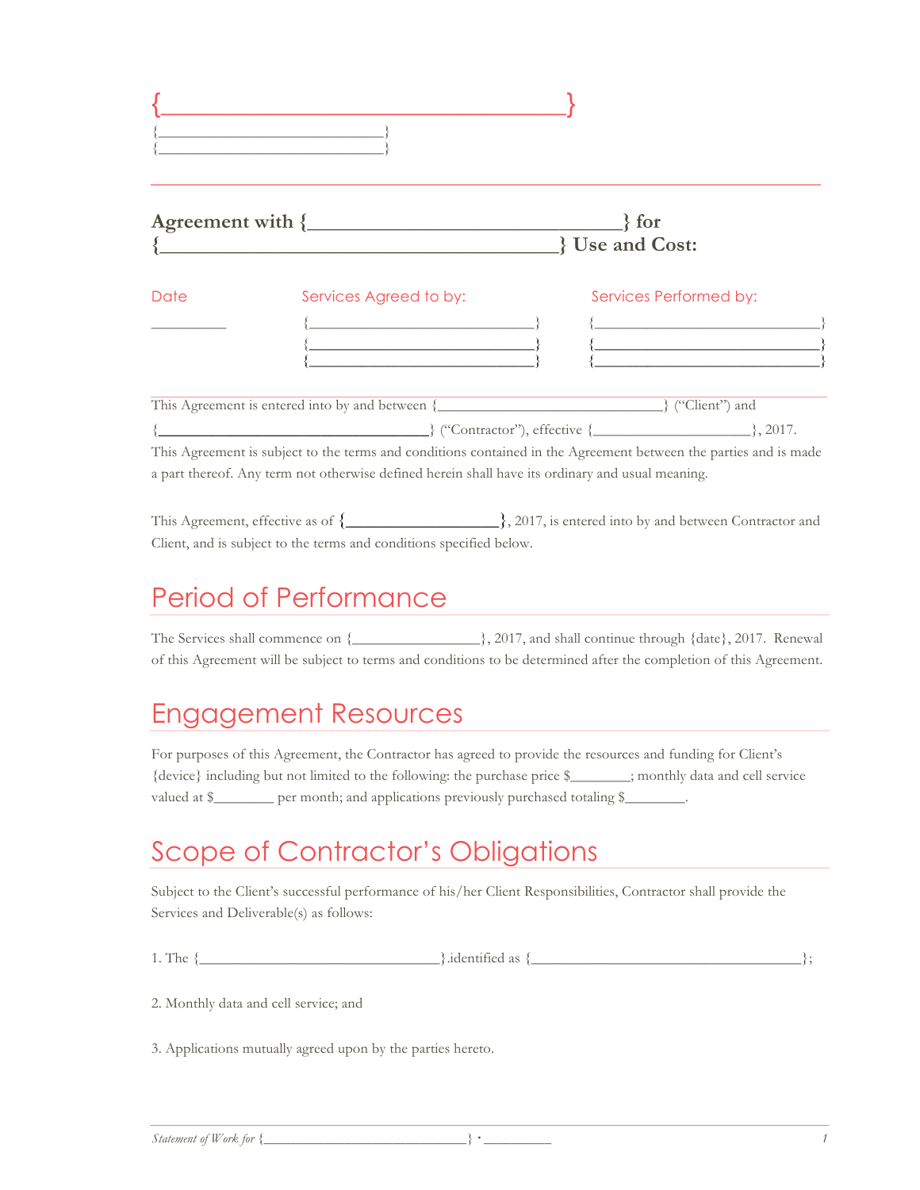# {________________________________}

{____________________________}
{____________________________}

**Agreement with {______________________________} for {________________________________________} Use and Cost:**

| Date | Services Agreed to by: | Services Performed by: |
|---|---|---|
| _________ | {____________________________} | {____________________________} |
| | {____________________________} | {____________________________} |
| | {____________________________} | {____________________________} |

This Agreement is entered into by and between {______________________________} ("Client") and {________________________________} ("Contractor"), effective {____________________}, 2017. This Agreement is subject to the terms and conditions contained in the Agreement between the parties and is made a part thereof. Any term not otherwise defined herein shall have its ordinary and usual meaning.

This Agreement, effective as of {__________________}, 2017, is entered into by and between Contractor and Client, and is subject to the terms and conditions specified below.

## Period of Performance

The Services shall commence on {________________}, 2017, and shall continue through {date}, 2017. Renewal of this Agreement will be subject to terms and conditions to be determined after the completion of this Agreement.

## Engagement Resources

For purposes of this Agreement, the Contractor has agreed to provide the resources and funding for Client's {device} including but not limited to the following: the purchase price $________; monthly data and cell service valued at $________ per month; and applications previously purchased totaling $________.

## Scope of Contractor's Obligations

Subject to the Client's successful performance of his/her Client Responsibilities, Contractor shall provide the Services and Deliverable(s) as follows:

1. The {______________________________}.identified as {____________________________________};

2. Monthly data and cell service; and

3. Applications mutually agreed upon by the parties hereto.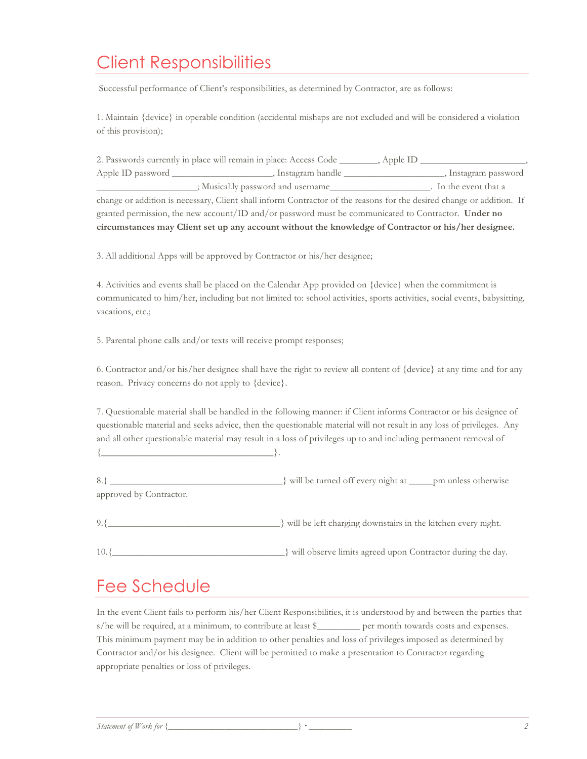# Client Responsibilities

Successful performance of Client's responsibilities, as determined by Contractor, are as follows:

1. Maintain {device} in operable condition (accidental mishaps are not excluded and will be considered a violation of this provision);

2. Passwords currently in place will remain in place: Access Code ________, Apple ID ______________________, Apple ID password ______________________, Instagram handle ______________________, Instagram password ______________________; Musical.ly password and username______________________. In the event that a change or addition is necessary, Client shall inform Contractor of the reasons for the desired change or addition. If granted permission, the new account/ID and/or password must be communicated to Contractor. **Under no circumstances may Client set up any account without the knowledge of Contractor or his/her designee.**

3. All additional Apps will be approved by Contractor or his/her designee;

4. Activities and events shall be placed on the Calendar App provided on {device} when the commitment is communicated to him/her, including but not limited to: school activities, sports activities, social events, babysitting, vacations, etc.;

5. Parental phone calls and/or texts will receive prompt responses;

6. Contractor and/or his/her designee shall have the right to review all content of {device} at any time and for any reason. Privacy concerns do not apply to {device}.

7. Questionable material shall be handled in the following manner: if Client informs Contractor or his designee of questionable material and seeks advice, then the questionable material will not result in any loss of privileges. Any and all other questionable material may result in a loss of privileges up to and including permanent removal of {____________________________________}.

8. { ____________________________________} will be turned off every night at _____pm unless otherwise approved by Contractor.

9. {____________________________________} will be left charging downstairs in the kitchen every night.

10. {____________________________________} will observe limits agreed upon Contractor during the day.

# Fee Schedule

In the event Client fails to perform his/her Client Responsibilities, it is understood by and between the parties that s/he will be required, at a minimum, to contribute at least $_________ per month towards costs and expenses. This minimum payment may be in addition to other penalties and loss of privileges imposed as determined by Contractor and/or his designee. Client will be permitted to make a presentation to Contractor regarding appropriate penalties or loss of privileges.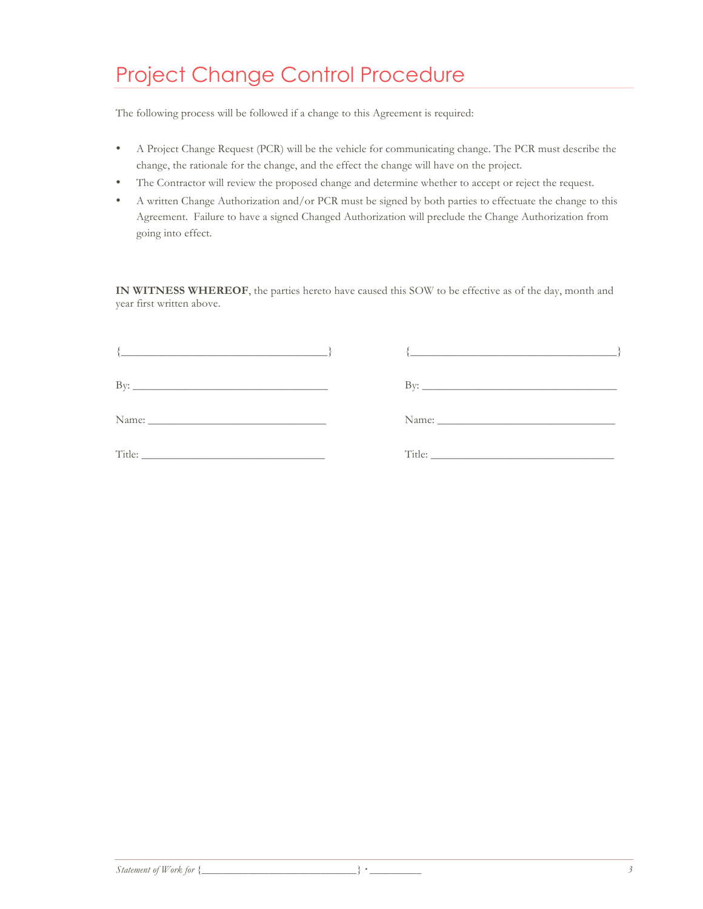# Project Change Control Procedure

The following process will be followed if a change to this Agreement is required:

- A Project Change Request (PCR) will be the vehicle for communicating change. The PCR must describe the change, the rationale for the change, and the effect the change will have on the project.
- The Contractor will review the proposed change and determine whether to accept or reject the request.
- A written Change Authorization and/or PCR must be signed by both parties to effectuate the change to this Agreement. Failure to have a signed Changed Authorization will preclude the Change Authorization from going into effect.

**IN WITNESS WHEREOF**, the parties hereto have caused this SOW to be effective as of the day, month and year first written above.

| | |
|---|---|
| {___________________________________} | {___________________________________} |
| By: _________________________________ | By: _________________________________ |
| Name: ______________________________ | Name: ______________________________ |
| Title: _______________________________ | Title: _______________________________ |